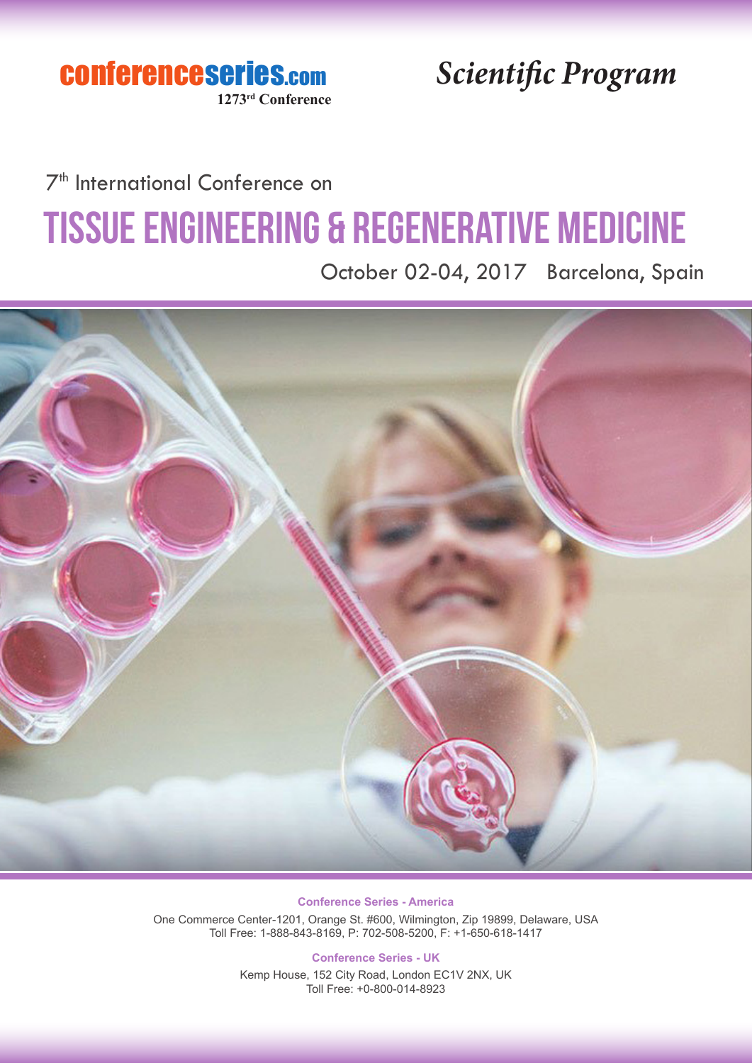conferenceseries.com

1273rd Conference

*Scientific Program*

7th International Conference on

# Tissue Engineering & Regenerative Medicine

October 02-04, 2017 Barcelona, Spain

**Conference Series - America**

One Commerce Center-1201, Orange St. #600, Wilmington, Zip 19899, Delaware, USA
Toll Free: 1-888-843-8169, P: 702-508-5200, F: +1-650-618-1417

**Conference Series - UK**

Kemp House, 152 City Road, London EC1V 2NX, UK
Toll Free: +0-800-014-8923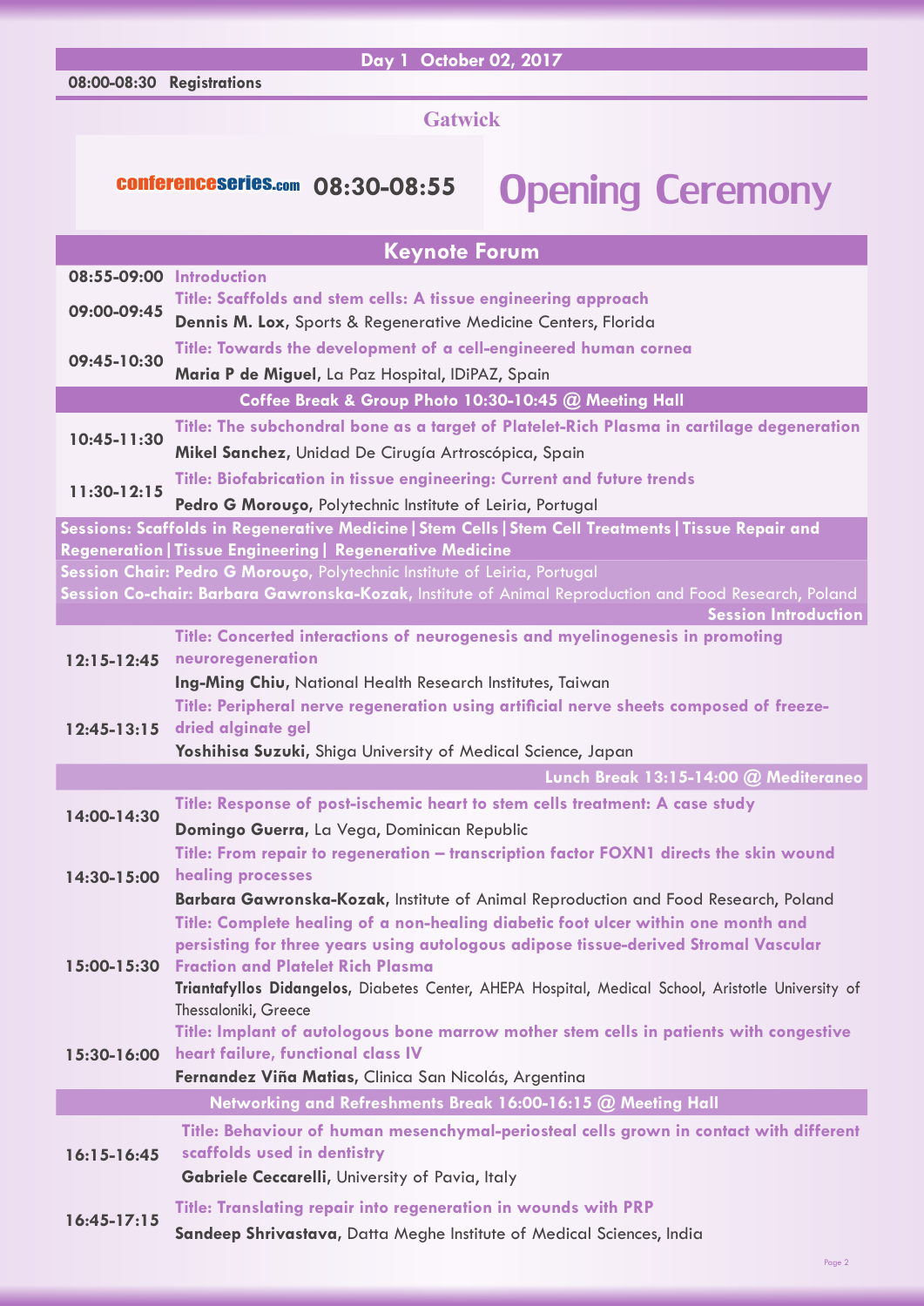## Day 1 October 02, 2017

**08:00-08:30 Registrations**

### Gatwick

conferenceseries.com **08:30-08:55** **Opening Ceremony**

## Keynote Forum

| Time | Session |
|---|---|
| 08:55-09:00 | **Introduction** |
| 09:00-09:45 | **Title: Scaffolds and stem cells: A tissue engineering approach**<br>**Dennis M. Lox**, Sports & Regenerative Medicine Centers, Florida |
| 09:45-10:30 | **Title: Towards the development of a cell-engineered human cornea**<br>**Maria P de Miguel**, La Paz Hospital, IDiPAZ, Spain |
| | **Coffee Break & Group Photo 10:30-10:45 @ Meeting Hall** |
| 10:45-11:30 | **Title: The subchondral bone as a target of Platelet-Rich Plasma in cartilage degeneration**<br>**Mikel Sanchez**, Unidad De Cirugía Artroscópica, Spain |
| 11:30-12:15 | **Title: Biofabrication in tissue engineering: Current and future trends**<br>**Pedro G Morouço**, Polytechnic Institute of Leiria, Portugal |

**Sessions: Scaffolds in Regenerative Medicine | Stem Cells | Stem Cell Treatments | Tissue Repair and Regeneration | Tissue Engineering | Regenerative Medicine**

**Session Chair: Pedro G Morouço**, Polytechnic Institute of Leiria, Portugal

**Session Co-chair: Barbara Gawronska-Kozak**, Institute of Animal Reproduction and Food Research, Poland

**Session Introduction**

| Time | Session |
|---|---|
| 12:15-12:45 | **Title: Concerted interactions of neurogenesis and myelinogenesis in promoting neuroregeneration**<br>**Ing-Ming Chiu**, National Health Research Institutes, Taiwan |
| 12:45-13:15 | **Title: Peripheral nerve regeneration using artificial nerve sheets composed of freeze-dried alginate gel**<br>**Yoshihisa Suzuki**, Shiga University of Medical Science, Japan |
| | **Lunch Break 13:15-14:00 @ Mediteraneo** |
| 14:00-14:30 | **Title: Response of post-ischemic heart to stem cells treatment: A case study**<br>**Domingo Guerra**, La Vega, Dominican Republic |
| 14:30-15:00 | **Title: From repair to regeneration – transcription factor FOXN1 directs the skin wound healing processes**<br>**Barbara Gawronska-Kozak**, Institute of Animal Reproduction and Food Research, Poland |
| 15:00-15:30 | **Title: Complete healing of a non-healing diabetic foot ulcer within one month and persisting for three years using autologous adipose tissue-derived Stromal Vascular Fraction and Platelet Rich Plasma**<br>**Triantafyllos Didangelos**, Diabetes Center, AHEPA Hospital, Medical School, Aristotle University of Thessaloniki, Greece |
| 15:30-16:00 | **Title: Implant of autologous bone marrow mother stem cells in patients with congestive heart failure, functional class IV**<br>**Fernandez Viña Matias**, Clinica San Nicolás, Argentina |
| | **Networking and Refreshments Break 16:00-16:15 @ Meeting Hall** |
| 16:15-16:45 | **Title: Behaviour of human mesenchymal-periosteal cells grown in contact with different scaffolds used in dentistry**<br>**Gabriele Ceccarelli**, University of Pavia, Italy |
| 16:45-17:15 | **Title: Translating repair into regeneration in wounds with PRP**<br>**Sandeep Shrivastava**, Datta Meghe Institute of Medical Sciences, India |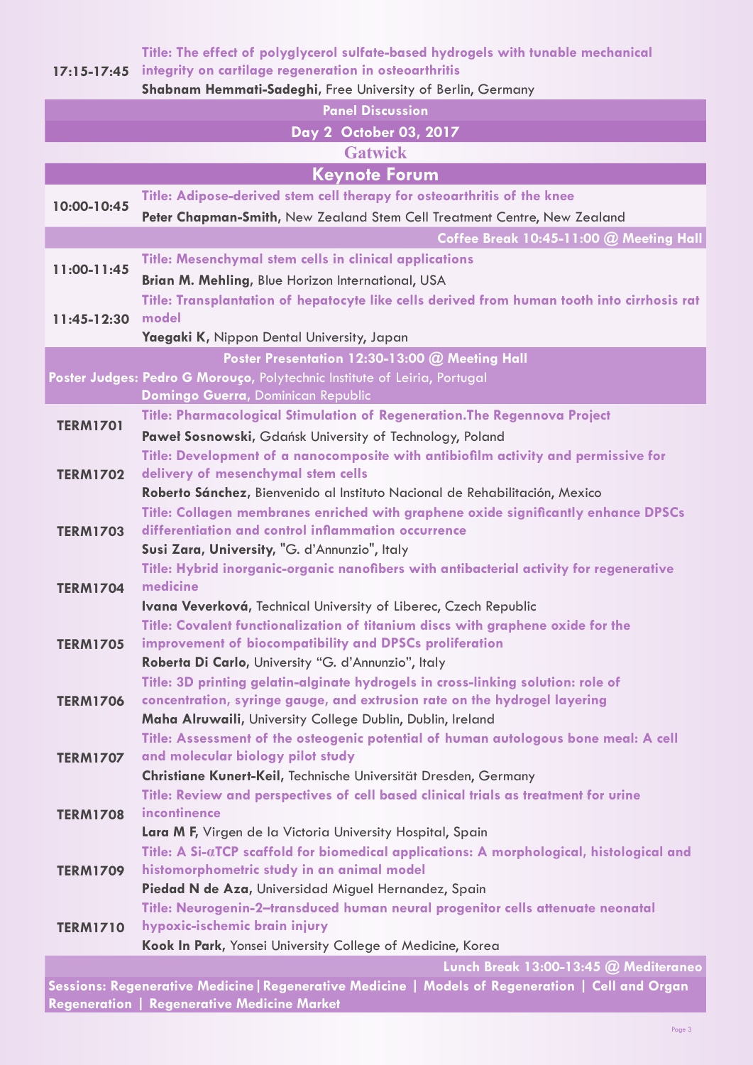| | |
|---|---|
| 17:15-17:45 | **Title: The effect of polyglycerol sulfate-based hydrogels with tunable mechanical integrity on cartilage regeneration in osteoarthritis**<br>**Shabnam Hemmati-Sadeghi**, Free University of Berlin, Germany |

**Panel Discussion**

## Day 2 October 03, 2017

### Gatwick

## Keynote Forum

| | |
|---|---|
| 10:00-10:45 | **Title: Adipose-derived stem cell therapy for osteoarthritis of the knee**<br>**Peter Chapman-Smith**, New Zealand Stem Cell Treatment Centre, New Zealand |

**Coffee Break 10:45-11:00 @ Meeting Hall**

| | |
|---|---|
| 11:00-11:45 | **Title: Mesenchymal stem cells in clinical applications**<br>**Brian M. Mehling**, Blue Horizon International, USA |
| 11:45-12:30 | **Title: Transplantation of hepatocyte like cells derived from human tooth into cirrhosis rat model**<br>**Yaegaki K**, Nippon Dental University, Japan |

**Poster Presentation 12:30-13:00 @ Meeting Hall**

**Poster Judges: Pedro G Morouço**, Polytechnic Institute of Leiria, Portugal
**Domingo Guerra**, Dominican Republic

| | |
|---|---|
| TERM1701 | **Title: Pharmacological Stimulation of Regeneration.The Regennova Project**<br>**Paweł Sosnowski**, Gdańsk University of Technology, Poland |
| TERM1702 | **Title: Development of a nanocomposite with antibiofilm activity and permissive for delivery of mesenchymal stem cells**<br>**Roberto Sánchez**, Bienvenido al Instituto Nacional de Rehabilitación, Mexico |
| TERM1703 | **Title: Collagen membranes enriched with graphene oxide significantly enhance DPSCs differentiation and control inflammation occurrence**<br>**Susi Zara**, **University**, "G. d'Annunzio", Italy |
| TERM1704 | **Title: Hybrid inorganic-organic nanofibers with antibacterial activity for regenerative medicine**<br>**Ivana Veverková**, Technical University of Liberec, Czech Republic |
| TERM1705 | **Title: Covalent functionalization of titanium discs with graphene oxide for the improvement of biocompatibility and DPSCs proliferation**<br>**Roberta Di Carlo**, University "G. d'Annunzio", Italy |
| TERM1706 | **Title: 3D printing gelatin-alginate hydrogels in cross-linking solution: role of concentration, syringe gauge, and extrusion rate on the hydrogel layering**<br>**Maha Alruwaili**, University College Dublin, Dublin, Ireland |
| TERM1707 | **Title: Assessment of the osteogenic potential of human autologous bone meal: A cell and molecular biology pilot study**<br>**Christiane Kunert-Keil**, Technische Universität Dresden, Germany |
| TERM1708 | **Title: Review and perspectives of cell based clinical trials as treatment for urine incontinence**<br>**Lara M F**, Virgen de la Victoria University Hospital, Spain |
| TERM1709 | **Title: A Si-αTCP scaffold for biomedical applications: A morphological, histological and histomorphometric study in an animal model**<br>**Piedad N de Aza**, Universidad Miguel Hernandez, Spain |
| TERM1710 | **Title: Neurogenin-2–transduced human neural progenitor cells attenuate neonatal hypoxic-ischemic brain injury**<br>**Kook In Park**, Yonsei University College of Medicine, Korea |

**Lunch Break 13:00-13:45 @ Mediteraneo**

**Sessions: Regenerative Medicine | Regenerative Medicine | Models of Regeneration | Cell and Organ Regeneration | Regenerative Medicine Market**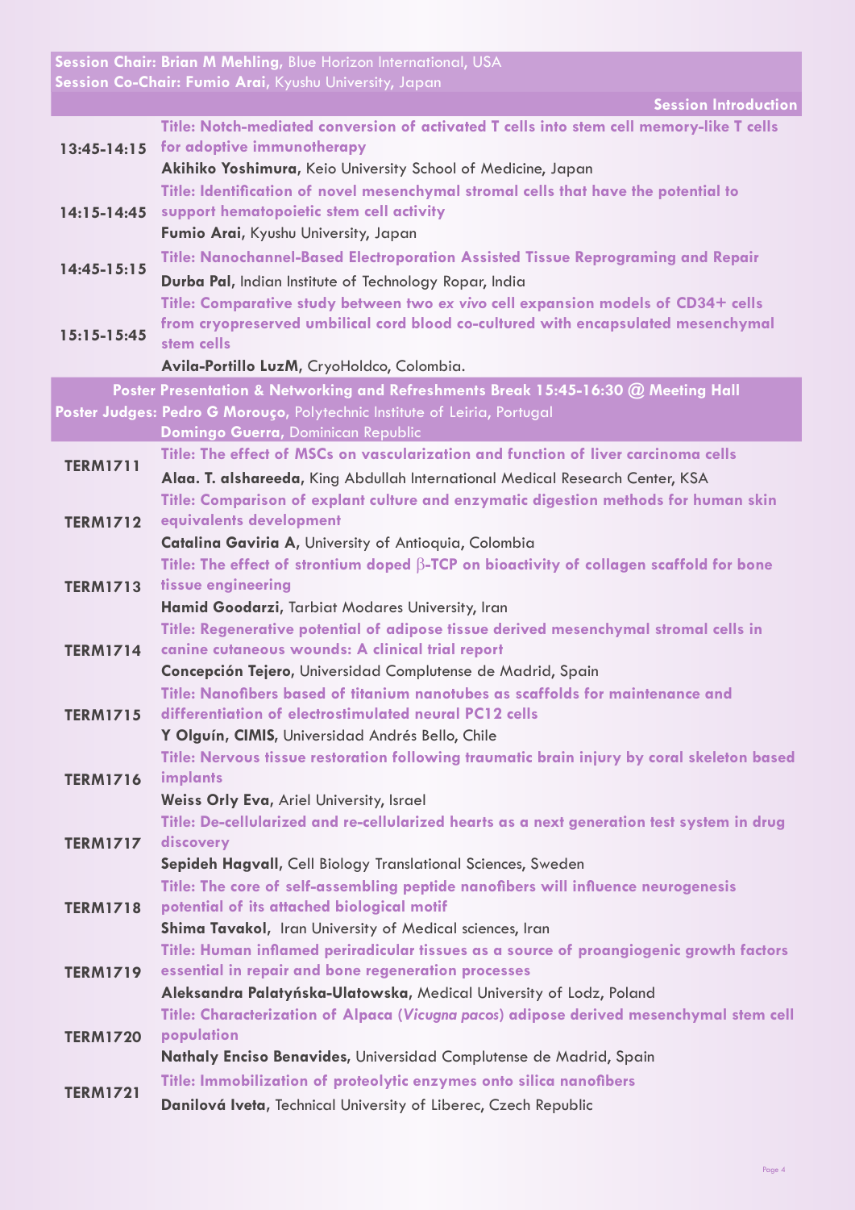**Session Chair: Brian M Mehling**, Blue Horizon International, USA
**Session Co-Chair: Fumio Arai**, Kyushu University, Japan

**Session Introduction**

| Time | Presentation |
| --- | --- |
| 13:45-14:15 | **Title: Notch-mediated conversion of activated T cells into stem cell memory-like T cells for adoptive immunotherapy**<br>**Akihiko Yoshimura**, Keio University School of Medicine, Japan |
| 14:15-14:45 | **Title: Identification of novel mesenchymal stromal cells that have the potential to support hematopoietic stem cell activity**<br>**Fumio Arai**, Kyushu University, Japan |
| 14:45-15:15 | **Title: Nanochannel-Based Electroporation Assisted Tissue Reprograming and Repair**<br>**Durba Pal**, Indian Institute of Technology Ropar, India |
| 15:15-15:45 | **Title: Comparative study between two *ex vivo* cell expansion models of CD34+ cells from cryopreserved umbilical cord blood co-cultured with encapsulated mesenchymal stem cells**<br>**Avila-Portillo LuzM**, CryoHoldco, Colombia. |

**Poster Presentation & Networking and Refreshments Break 15:45-16:30 @ Meeting Hall**

**Poster Judges: Pedro G Morouço**, Polytechnic Institute of Leiria, Portugal
**Domingo Guerra**, Dominican Republic

| Code | Presentation |
| --- | --- |
| TERM1711 | **Title: The effect of MSCs on vascularization and function of liver carcinoma cells**<br>**Alaa. T. alshareeda**, King Abdullah International Medical Research Center, KSA |
| TERM1712 | **Title: Comparison of explant culture and enzymatic digestion methods for human skin equivalents development**<br>**Catalina Gaviria A**, University of Antioquia, Colombia |
| TERM1713 | **Title: The effect of strontium doped $\beta$-TCP on bioactivity of collagen scaffold for bone tissue engineering**<br>**Hamid Goodarzi**, Tarbiat Modares University, Iran |
| TERM1714 | **Title: Regenerative potential of adipose tissue derived mesenchymal stromal cells in canine cutaneous wounds: A clinical trial report**<br>**Concepción Tejero**, Universidad Complutense de Madrid, Spain |
| TERM1715 | **Title: Nanofibers based of titanium nanotubes as scaffolds for maintenance and differentiation of electrostimulated neural PC12 cells**<br>**Y Olguín**, **CIMIS**, Universidad Andrés Bello, Chile |
| TERM1716 | **Title: Nervous tissue restoration following traumatic brain injury by coral skeleton based implants**<br>**Weiss Orly Eva**, Ariel University, Israel |
| TERM1717 | **Title: De-cellularized and re-cellularized hearts as a next generation test system in drug discovery**<br>**Sepideh Hagvall**, Cell Biology Translational Sciences, Sweden |
| TERM1718 | **Title: The core of self-assembling peptide nanofibers will influence neurogenesis potential of its attached biological motif**<br>**Shima Tavakol**, Iran University of Medical sciences, Iran |
| TERM1719 | **Title: Human inflamed periradicular tissues as a source of proangiogenic growth factors essential in repair and bone regeneration processes**<br>**Aleksandra Palatyńska-Ulatowska**, Medical University of Lodz, Poland |
| TERM1720 | **Title: Characterization of Alpaca (*Vicugna pacos*) adipose derived mesenchymal stem cell population**<br>**Nathaly Enciso Benavides**, Universidad Complutense de Madrid, Spain |
| TERM1721 | **Title: Immobilization of proteolytic enzymes onto silica nanofibers**<br>**Danilová Iveta**, Technical University of Liberec, Czech Republic |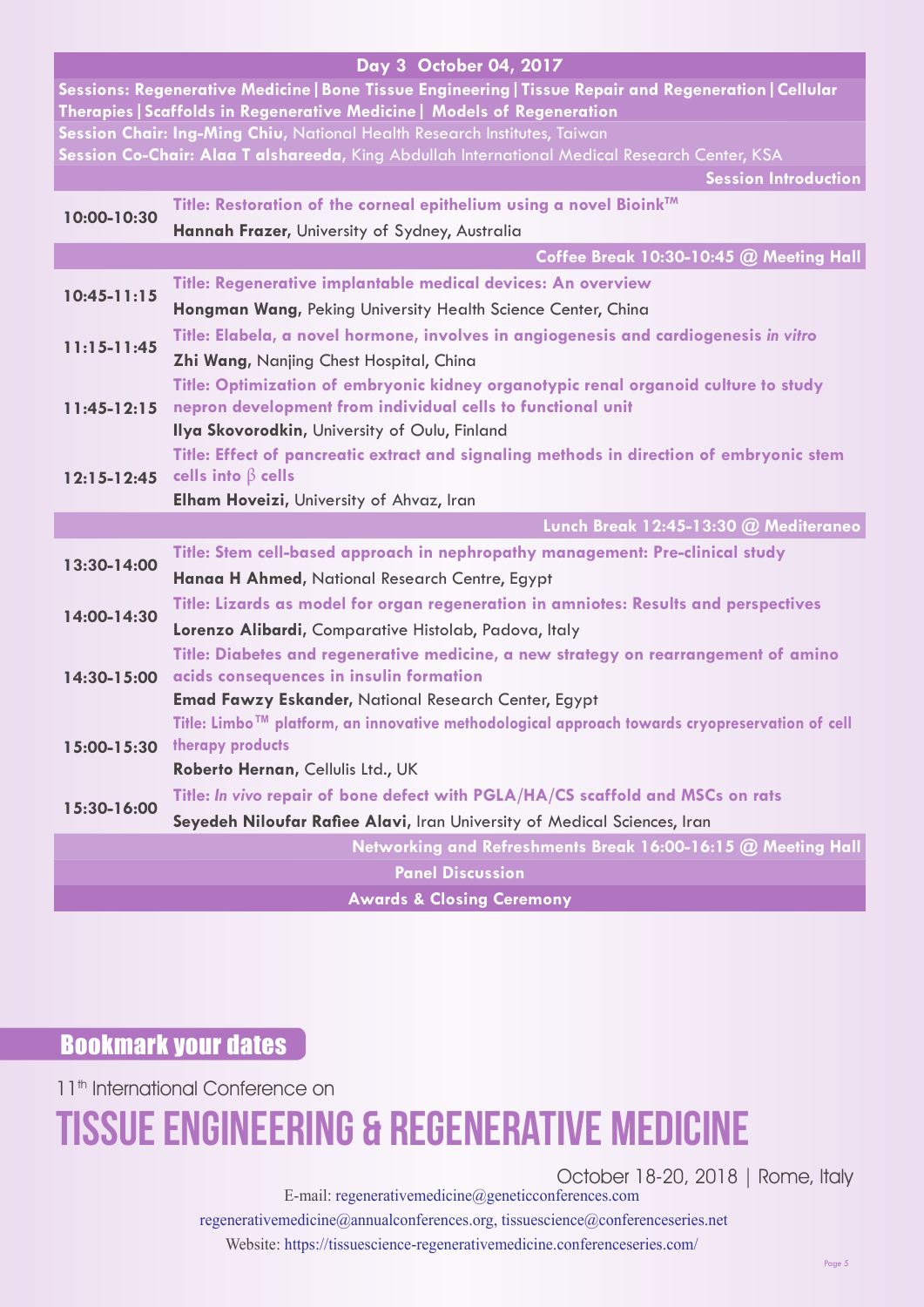## Day 3 October 04, 2017

**Sessions: Regenerative Medicine | Bone Tissue Engineering | Tissue Repair and Regeneration | Cellular Therapies | Scaffolds in Regenerative Medicine | Models of Regeneration**

**Session Chair: Ing-Ming Chiu,** National Health Research Institutes, Taiwan

**Session Co-Chair: Alaa T alshareeda,** King Abdullah International Medical Research Center, KSA

**Session Introduction**

| | |
|---|---|
| 10:00-10:30 | **Title: Restoration of the corneal epithelium using a novel Bioink™**<br>**Hannah Frazer,** University of Sydney, Australia |
| | **Coffee Break 10:30-10:45 @ Meeting Hall** |
| 10:45-11:15 | **Title: Regenerative implantable medical devices: An overview**<br>**Hongman Wang,** Peking University Health Science Center, China |
| 11:15-11:45 | **Title: Elabela, a novel hormone, involves in angiogenesis and cardiogenesis *in vitro***<br>**Zhi Wang,** Nanjing Chest Hospital, China |
| 11:45-12:15 | **Title: Optimization of embryonic kidney organotypic renal organoid culture to study nepron development from individual cells to functional unit**<br>**Ilya Skovorodkin,** University of Oulu, Finland |
| 12:15-12:45 | **Title: Effect of pancreatic extract and signaling methods in direction of embryonic stem cells into β cells**<br>**Elham Hoveizi,** University of Ahvaz, Iran |
| | **Lunch Break 12:45-13:30 @ Mediteraneo** |
| 13:30-14:00 | **Title: Stem cell-based approach in nephropathy management: Pre-clinical study**<br>**Hanaa H Ahmed,** National Research Centre, Egypt |
| 14:00-14:30 | **Title: Lizards as model for organ regeneration in amniotes: Results and perspectives**<br>**Lorenzo Alibardi,** Comparative Histolab, Padova, Italy |
| 14:30-15:00 | **Title: Diabetes and regenerative medicine, a new strategy on rearrangement of amino acids consequences in insulin formation**<br>**Emad Fawzy Eskander,** National Research Center, Egypt |
| 15:00-15:30 | **Title: Limbo™ platform, an innovative methodological approach towards cryopreservation of cell therapy products**<br>**Roberto Hernan,** Cellulis Ltd., UK |
| 15:30-16:00 | **Title: *In vivo* repair of bone defect with PGLA/HA/CS scaffold and MSCs on rats**<br>**Seyedeh Niloufar Rafiee Alavi,** Iran University of Medical Sciences, Iran |
| | **Networking and Refreshments Break 16:00-16:15 @ Meeting Hall** |
| | **Panel Discussion** |
| | **Awards & Closing Ceremony** |

## Bookmark your dates

11th International Conference on

# TISSUE ENGINEERING & REGENERATIVE MEDICINE

October 18-20, 2018 | Rome, Italy

E-mail: regenerativemedicine@geneticconferences.com

regenerativemedicine@annualconferences.org, tissuescience@conferenceseries.net

Website: https://tissuescience-regenerativemedicine.conferenceseries.com/